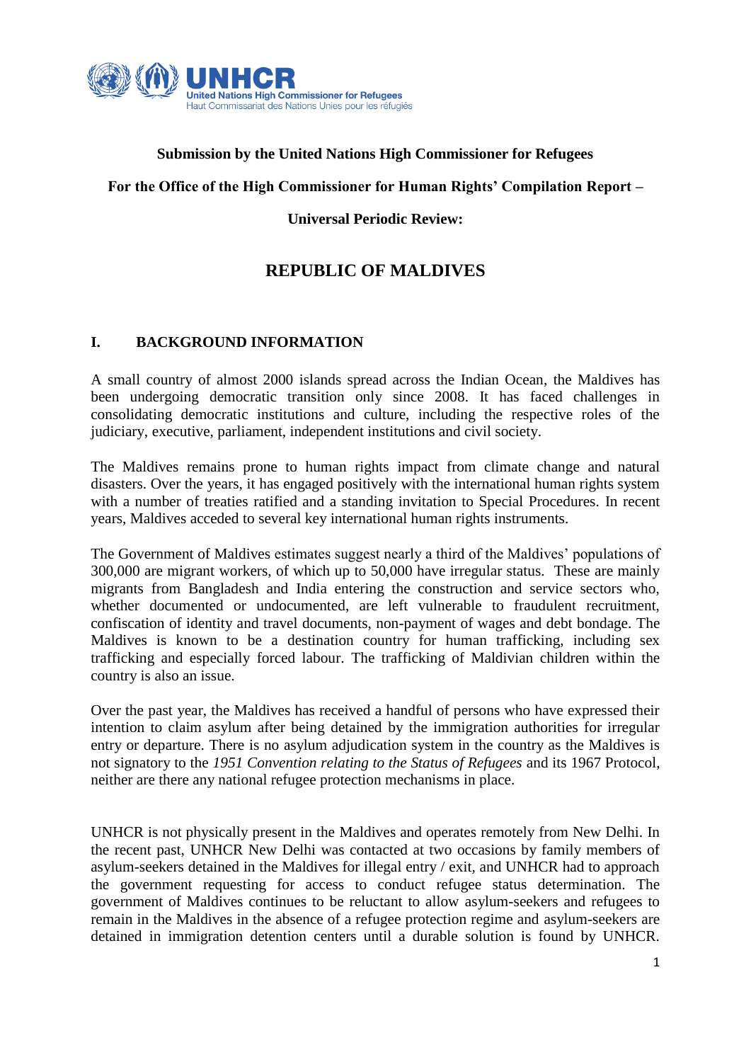**Submission by the United Nations High Commissioner for Refugees**

**For the Office of the High Commissioner for Human Rights' Compilation Report –**

**Universal Periodic Review:**

# REPUBLIC OF MALDIVES

## I. BACKGROUND INFORMATION

A small country of almost 2000 islands spread across the Indian Ocean, the Maldives has been undergoing democratic transition only since 2008. It has faced challenges in consolidating democratic institutions and culture, including the respective roles of the judiciary, executive, parliament, independent institutions and civil society.

The Maldives remains prone to human rights impact from climate change and natural disasters. Over the years, it has engaged positively with the international human rights system with a number of treaties ratified and a standing invitation to Special Procedures. In recent years, Maldives acceded to several key international human rights instruments.

The Government of Maldives estimates suggest nearly a third of the Maldives' populations of 300,000 are migrant workers, of which up to 50,000 have irregular status. These are mainly migrants from Bangladesh and India entering the construction and service sectors who, whether documented or undocumented, are left vulnerable to fraudulent recruitment, confiscation of identity and travel documents, non-payment of wages and debt bondage. The Maldives is known to be a destination country for human trafficking, including sex trafficking and especially forced labour. The trafficking of Maldivian children within the country is also an issue.

Over the past year, the Maldives has received a handful of persons who have expressed their intention to claim asylum after being detained by the immigration authorities for irregular entry or departure. There is no asylum adjudication system in the country as the Maldives is not signatory to the *1951 Convention relating to the Status of Refugees* and its 1967 Protocol, neither are there any national refugee protection mechanisms in place.

UNHCR is not physically present in the Maldives and operates remotely from New Delhi. In the recent past, UNHCR New Delhi was contacted at two occasions by family members of asylum-seekers detained in the Maldives for illegal entry / exit, and UNHCR had to approach the government requesting for access to conduct refugee status determination. The government of Maldives continues to be reluctant to allow asylum-seekers and refugees to remain in the Maldives in the absence of a refugee protection regime and asylum-seekers are detained in immigration detention centers until a durable solution is found by UNHCR.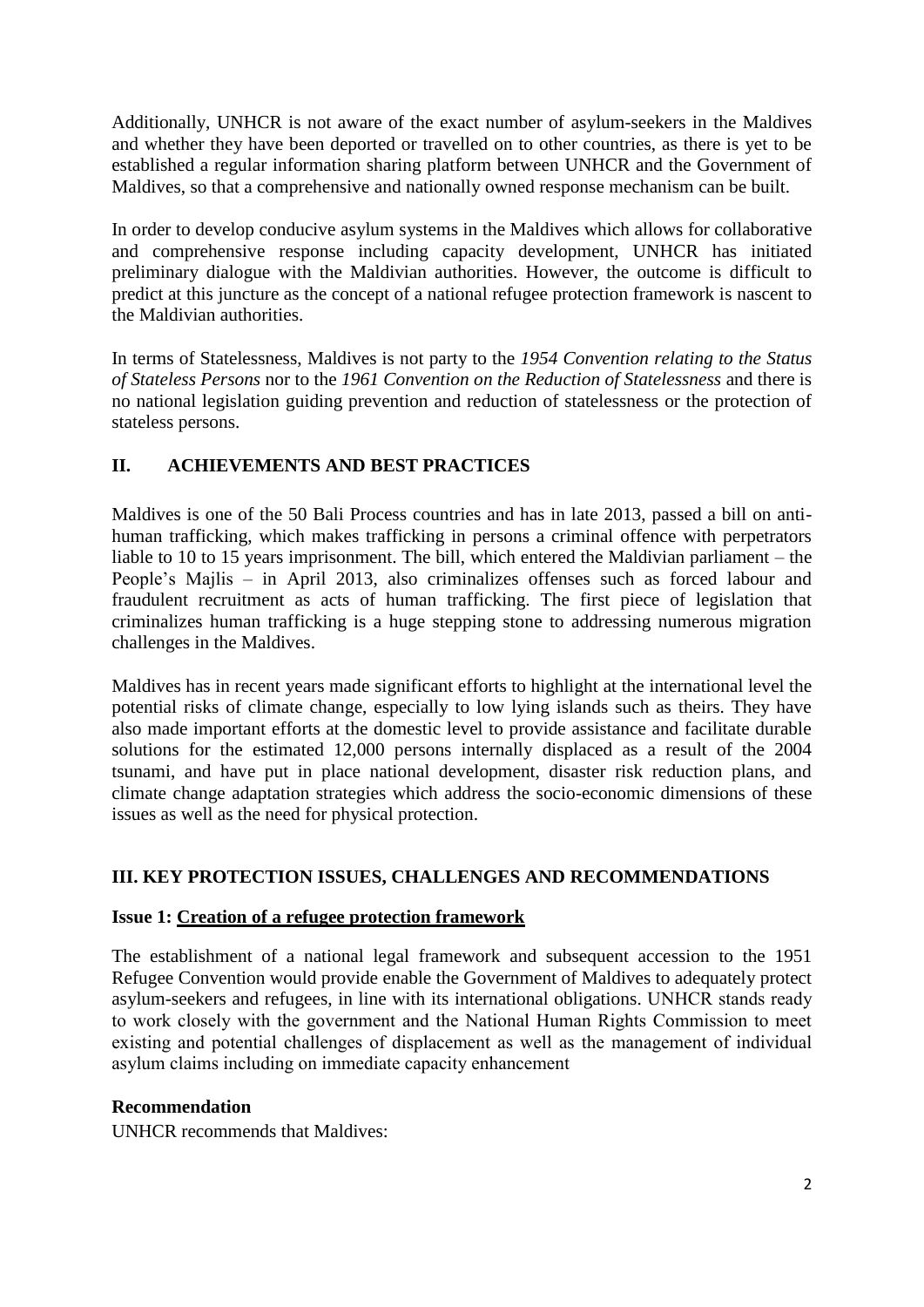Additionally, UNHCR is not aware of the exact number of asylum-seekers in the Maldives and whether they have been deported or travelled on to other countries, as there is yet to be established a regular information sharing platform between UNHCR and the Government of Maldives, so that a comprehensive and nationally owned response mechanism can be built.

In order to develop conducive asylum systems in the Maldives which allows for collaborative and comprehensive response including capacity development, UNHCR has initiated preliminary dialogue with the Maldivian authorities. However, the outcome is difficult to predict at this juncture as the concept of a national refugee protection framework is nascent to the Maldivian authorities.

In terms of Statelessness, Maldives is not party to the *1954 Convention relating to the Status of Stateless Persons* nor to the *1961 Convention on the Reduction of Statelessness* and there is no national legislation guiding prevention and reduction of statelessness or the protection of stateless persons.

## II. ACHIEVEMENTS AND BEST PRACTICES

Maldives is one of the 50 Bali Process countries and has in late 2013, passed a bill on anti-human trafficking, which makes trafficking in persons a criminal offence with perpetrators liable to 10 to 15 years imprisonment. The bill, which entered the Maldivian parliament – the People's Majlis – in April 2013, also criminalizes offenses such as forced labour and fraudulent recruitment as acts of human trafficking. The first piece of legislation that criminalizes human trafficking is a huge stepping stone to addressing numerous migration challenges in the Maldives.

Maldives has in recent years made significant efforts to highlight at the international level the potential risks of climate change, especially to low lying islands such as theirs. They have also made important efforts at the domestic level to provide assistance and facilitate durable solutions for the estimated 12,000 persons internally displaced as a result of the 2004 tsunami, and have put in place national development, disaster risk reduction plans, and climate change adaptation strategies which address the socio-economic dimensions of these issues as well as the need for physical protection.

## III. KEY PROTECTION ISSUES, CHALLENGES AND RECOMMENDATIONS

### Issue 1: Creation of a refugee protection framework

The establishment of a national legal framework and subsequent accession to the 1951 Refugee Convention would provide enable the Government of Maldives to adequately protect asylum-seekers and refugees, in line with its international obligations. UNHCR stands ready to work closely with the government and the National Human Rights Commission to meet existing and potential challenges of displacement as well as the management of individual asylum claims including on immediate capacity enhancement

**Recommendation**

UNHCR recommends that Maldives: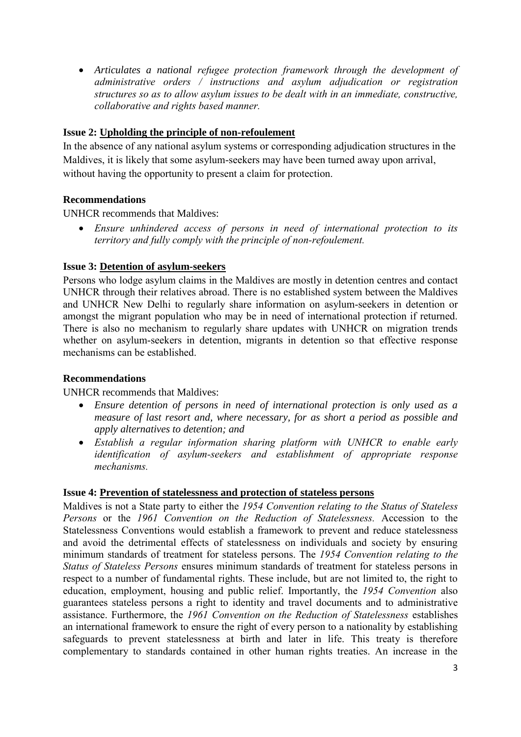- *Articulates a national refugee protection framework through the development of administrative orders / instructions and asylum adjudication or registration structures so as to allow asylum issues to be dealt with in an immediate, constructive, collaborative and rights based manner.*

**Issue 2: <u>Upholding the principle of non-refoulement</u>**

In the absence of any national asylum systems or corresponding adjudication structures in the Maldives, it is likely that some asylum-seekers may have been turned away upon arrival, without having the opportunity to present a claim for protection.

**Recommendations**

UNHCR recommends that Maldives:

- *Ensure unhindered access of persons in need of international protection to its territory and fully comply with the principle of non-refoulement.*

**Issue 3: <u>Detention of asylum-seekers</u>**

Persons who lodge asylum claims in the Maldives are mostly in detention centres and contact UNHCR through their relatives abroad. There is no established system between the Maldives and UNHCR New Delhi to regularly share information on asylum-seekers in detention or amongst the migrant population who may be in need of international protection if returned. There is also no mechanism to regularly share updates with UNHCR on migration trends whether on asylum-seekers in detention, migrants in detention so that effective response mechanisms can be established.

**Recommendations**

UNHCR recommends that Maldives:

- *Ensure detention of persons in need of international protection is only used as a measure of last resort and, where necessary, for as short a period as possible and apply alternatives to detention; and*
- *Establish a regular information sharing platform with UNHCR to enable early identification of asylum-seekers and establishment of appropriate response mechanisms.*

**Issue 4: <u>Prevention of statelessness and protection of stateless persons</u>**

Maldives is not a State party to either the *1954 Convention relating to the Status of Stateless Persons* or the *1961 Convention on the Reduction of Statelessness.* Accession to the Statelessness Conventions would establish a framework to prevent and reduce statelessness and avoid the detrimental effects of statelessness on individuals and society by ensuring minimum standards of treatment for stateless persons. The *1954 Convention relating to the Status of Stateless Persons* ensures minimum standards of treatment for stateless persons in respect to a number of fundamental rights. These include, but are not limited to, the right to education, employment, housing and public relief. Importantly, the *1954 Convention* also guarantees stateless persons a right to identity and travel documents and to administrative assistance. Furthermore, the *1961 Convention on the Reduction of Statelessness* establishes an international framework to ensure the right of every person to a nationality by establishing safeguards to prevent statelessness at birth and later in life. This treaty is therefore complementary to standards contained in other human rights treaties. An increase in the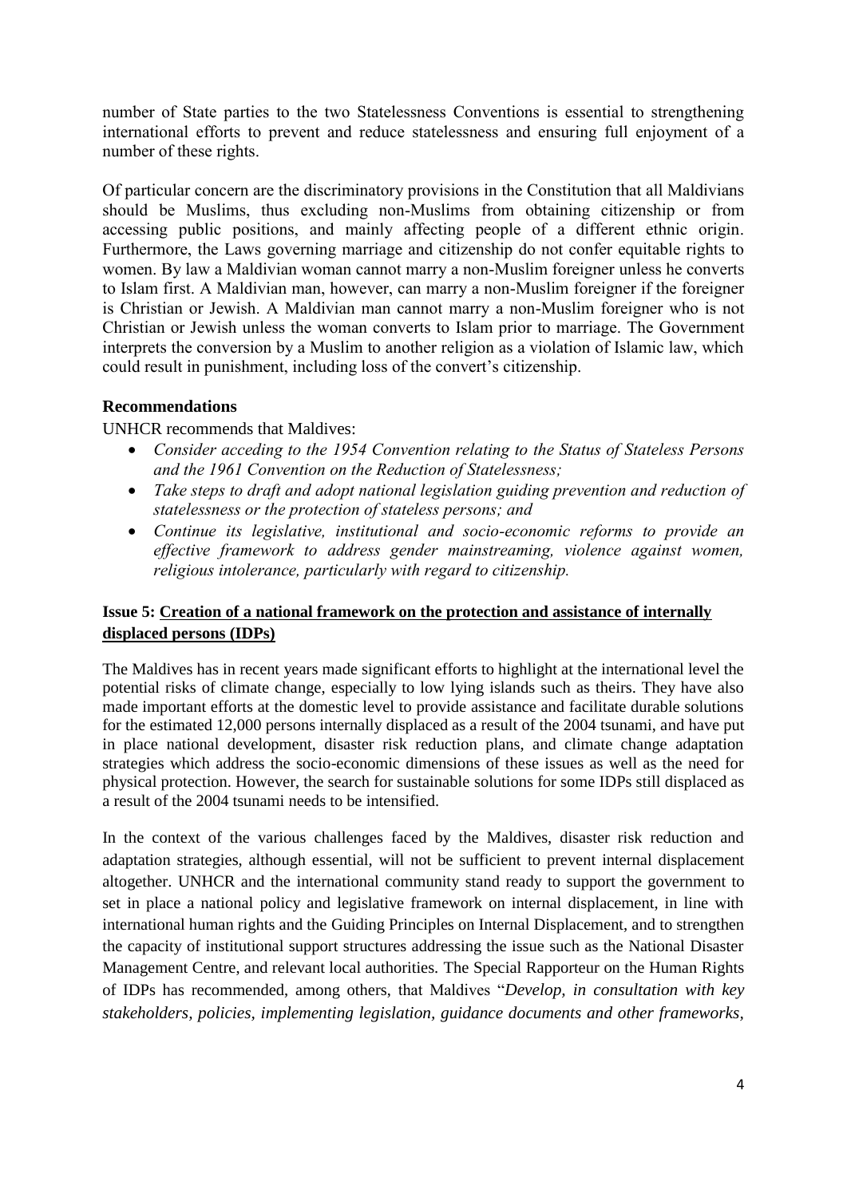number of State parties to the two Statelessness Conventions is essential to strengthening international efforts to prevent and reduce statelessness and ensuring full enjoyment of a number of these rights.

Of particular concern are the discriminatory provisions in the Constitution that all Maldivians should be Muslims, thus excluding non-Muslims from obtaining citizenship or from accessing public positions, and mainly affecting people of a different ethnic origin. Furthermore, the Laws governing marriage and citizenship do not confer equitable rights to women. By law a Maldivian woman cannot marry a non-Muslim foreigner unless he converts to Islam first. A Maldivian man, however, can marry a non-Muslim foreigner if the foreigner is Christian or Jewish. A Maldivian man cannot marry a non-Muslim foreigner who is not Christian or Jewish unless the woman converts to Islam prior to marriage. The Government interprets the conversion by a Muslim to another religion as a violation of Islamic law, which could result in punishment, including loss of the convert's citizenship.

**Recommendations**

UNHCR recommends that Maldives:

- *Consider acceding to the 1954 Convention relating to the Status of Stateless Persons and the 1961 Convention on the Reduction of Statelessness;*
- *Take steps to draft and adopt national legislation guiding prevention and reduction of statelessness or the protection of stateless persons; and*
- *Continue its legislative, institutional and socio-economic reforms to provide an effective framework to address gender mainstreaming, violence against women, religious intolerance, particularly with regard to citizenship.*

**Issue 5: <u>Creation of a national framework on the protection and assistance of internally displaced persons (IDPs)</u>**

The Maldives has in recent years made significant efforts to highlight at the international level the potential risks of climate change, especially to low lying islands such as theirs. They have also made important efforts at the domestic level to provide assistance and facilitate durable solutions for the estimated 12,000 persons internally displaced as a result of the 2004 tsunami, and have put in place national development, disaster risk reduction plans, and climate change adaptation strategies which address the socio-economic dimensions of these issues as well as the need for physical protection. However, the search for sustainable solutions for some IDPs still displaced as a result of the 2004 tsunami needs to be intensified.

In the context of the various challenges faced by the Maldives, disaster risk reduction and adaptation strategies, although essential, will not be sufficient to prevent internal displacement altogether. UNHCR and the international community stand ready to support the government to set in place a national policy and legislative framework on internal displacement, in line with international human rights and the Guiding Principles on Internal Displacement, and to strengthen the capacity of institutional support structures addressing the issue such as the National Disaster Management Centre, and relevant local authorities. The Special Rapporteur on the Human Rights of IDPs has recommended, among others, that Maldives "*Develop, in consultation with key stakeholders, policies, implementing legislation, guidance documents and other frameworks,*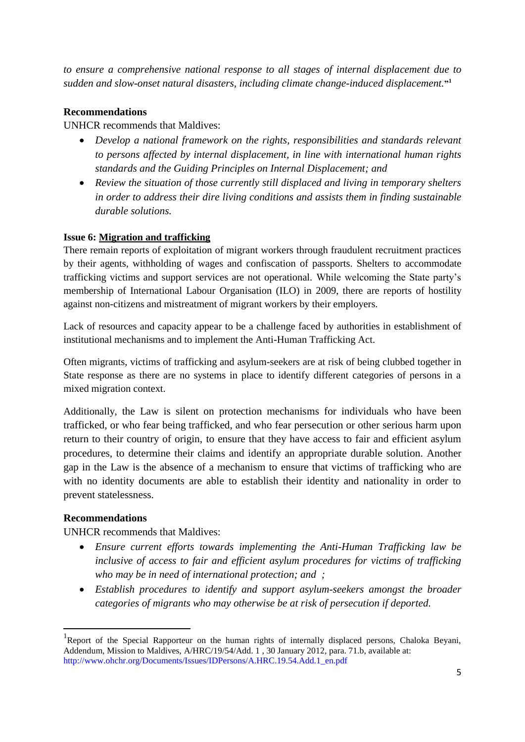*to ensure a comprehensive national response to all stages of internal displacement due to sudden and slow-onset natural disasters, including climate change-induced displacement.*"[1]

**Recommendations**

UNHCR recommends that Maldives:

- *Develop a national framework on the rights, responsibilities and standards relevant to persons affected by internal displacement, in line with international human rights standards and the Guiding Principles on Internal Displacement; and*
- *Review the situation of those currently still displaced and living in temporary shelters in order to address their dire living conditions and assists them in finding sustainable durable solutions.*

**Issue 6: Migration and trafficking**

There remain reports of exploitation of migrant workers through fraudulent recruitment practices by their agents, withholding of wages and confiscation of passports. Shelters to accommodate trafficking victims and support services are not operational. While welcoming the State party's membership of International Labour Organisation (ILO) in 2009, there are reports of hostility against non-citizens and mistreatment of migrant workers by their employers.

Lack of resources and capacity appear to be a challenge faced by authorities in establishment of institutional mechanisms and to implement the Anti-Human Trafficking Act.

Often migrants, victims of trafficking and asylum-seekers are at risk of being clubbed together in State response as there are no systems in place to identify different categories of persons in a mixed migration context.

Additionally, the Law is silent on protection mechanisms for individuals who have been trafficked, or who fear being trafficked, and who fear persecution or other serious harm upon return to their country of origin, to ensure that they have access to fair and efficient asylum procedures, to determine their claims and identify an appropriate durable solution. Another gap in the Law is the absence of a mechanism to ensure that victims of trafficking who are with no identity documents are able to establish their identity and nationality in order to prevent statelessness.

**Recommendations**

UNHCR recommends that Maldives:

- *Ensure current efforts towards implementing the Anti-Human Trafficking law be inclusive of access to fair and efficient asylum procedures for victims of trafficking who may be in need of international protection; and ;*
- *Establish procedures to identify and support asylum-seekers amongst the broader categories of migrants who may otherwise be at risk of persecution if deported.*

---

[1] Report of the Special Rapporteur on the human rights of internally displaced persons, Chaloka Beyani, Addendum, Mission to Maldives, A/HRC/19/54/Add. 1 , 30 January 2012, para. 71.b, available at: http://www.ohchr.org/Documents/Issues/IDPersons/A.HRC.19.54.Add.1_en.pdf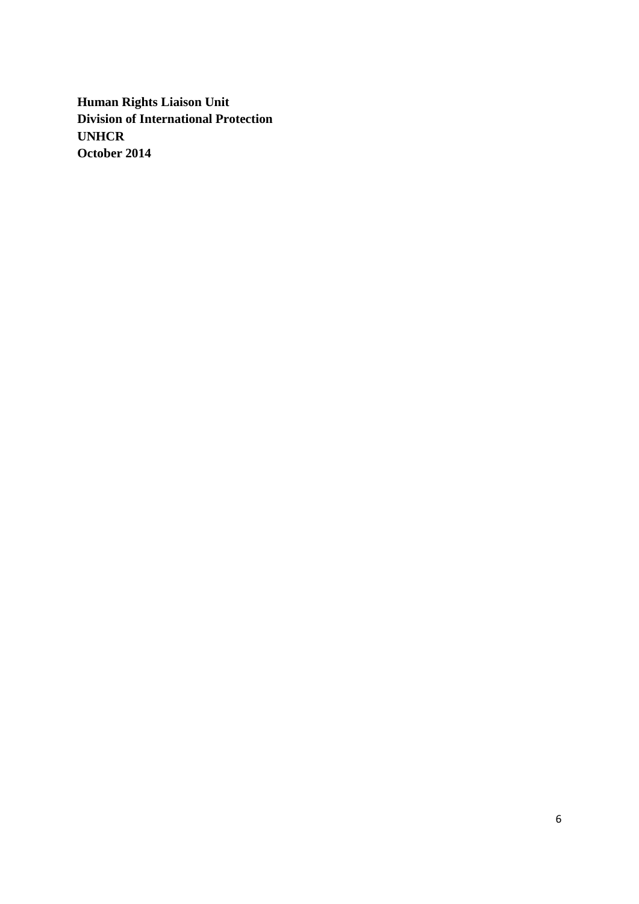**Human Rights Liaison Unit**
**Division of International Protection**
**UNHCR**
**October 2014**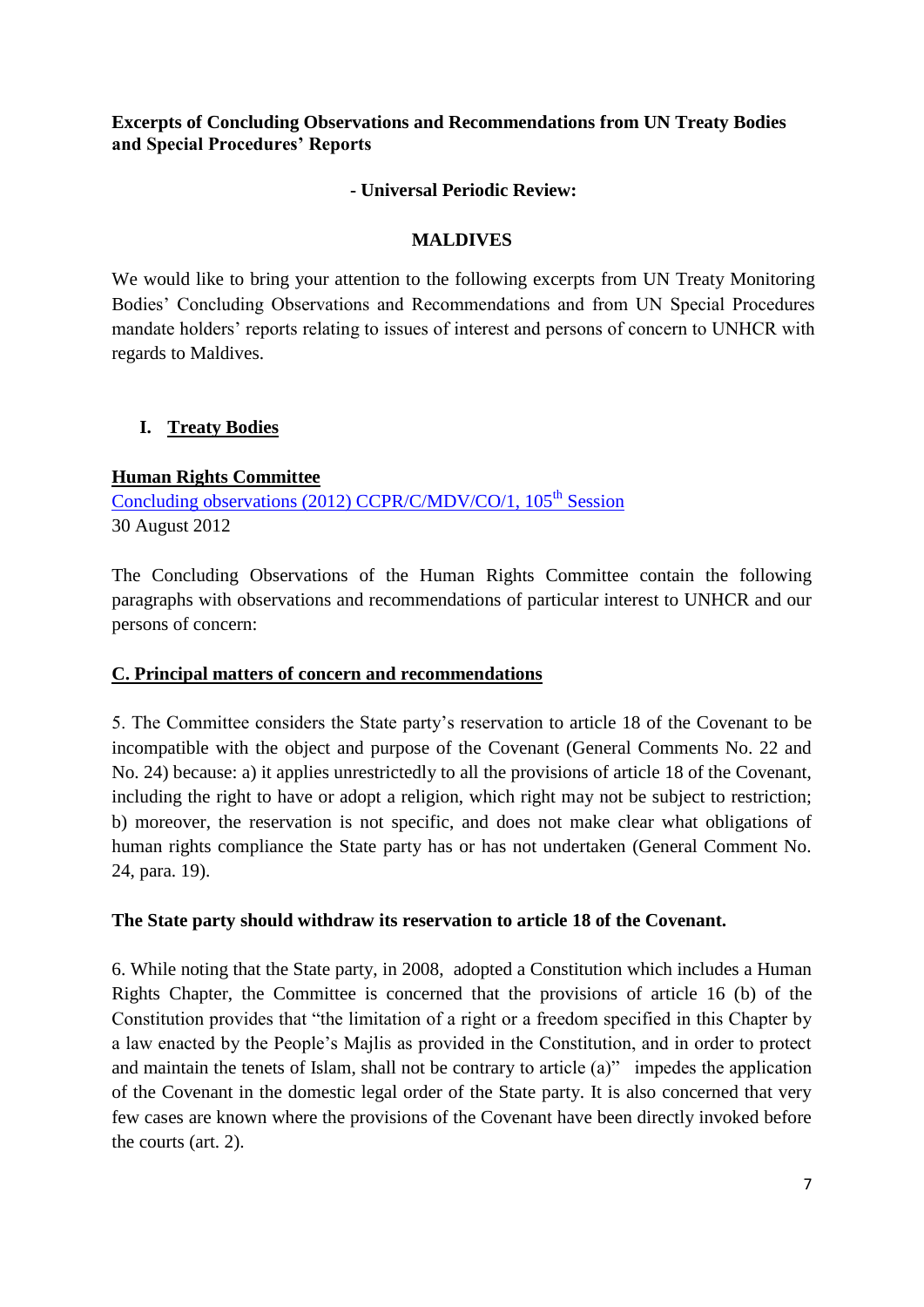**Excerpts of Concluding Observations and Recommendations from UN Treaty Bodies and Special Procedures' Reports**

**- Universal Periodic Review:**

**MALDIVES**

We would like to bring your attention to the following excerpts from UN Treaty Monitoring Bodies' Concluding Observations and Recommendations and from UN Special Procedures mandate holders' reports relating to issues of interest and persons of concern to UNHCR with regards to Maldives.

## I. Treaty Bodies

### Human Rights Committee

Concluding observations (2012) CCPR/C/MDV/CO/1, 105th Session
30 August 2012

The Concluding Observations of the Human Rights Committee contain the following paragraphs with observations and recommendations of particular interest to UNHCR and our persons of concern:

#### C. Principal matters of concern and recommendations

5. The Committee considers the State party's reservation to article 18 of the Covenant to be incompatible with the object and purpose of the Covenant (General Comments No. 22 and No. 24) because: a) it applies unrestrictedly to all the provisions of article 18 of the Covenant, including the right to have or adopt a religion, which right may not be subject to restriction; b) moreover, the reservation is not specific, and does not make clear what obligations of human rights compliance the State party has or has not undertaken (General Comment No. 24, para. 19).

**The State party should withdraw its reservation to article 18 of the Covenant.**

6. While noting that the State party, in 2008, adopted a Constitution which includes a Human Rights Chapter, the Committee is concerned that the provisions of article 16 (b) of the Constitution provides that "the limitation of a right or a freedom specified in this Chapter by a law enacted by the People's Majlis as provided in the Constitution, and in order to protect and maintain the tenets of Islam, shall not be contrary to article (a)" impedes the application of the Covenant in the domestic legal order of the State party. It is also concerned that very few cases are known where the provisions of the Covenant have been directly invoked before the courts (art. 2).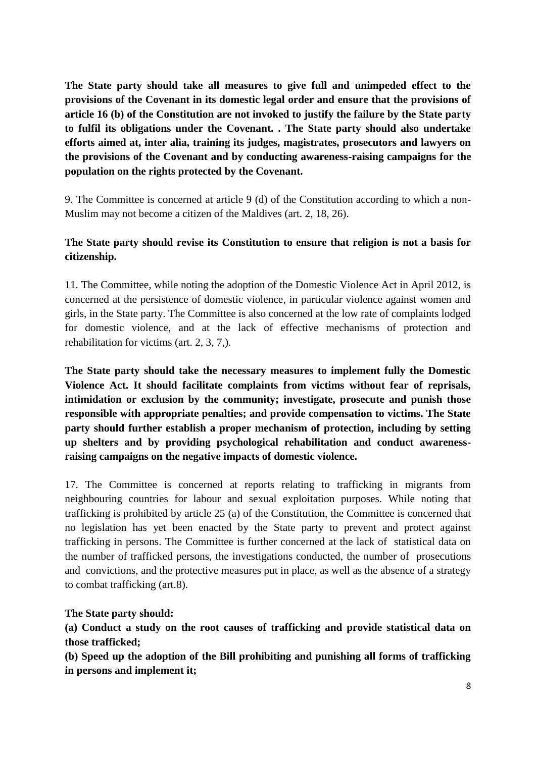**The State party should take all measures to give full and unimpeded effect to the provisions of the Covenant in its domestic legal order and ensure that the provisions of article 16 (b) of the Constitution are not invoked to justify the failure by the State party to fulfil its obligations under the Covenant. . The State party should also undertake efforts aimed at, inter alia, training its judges, magistrates, prosecutors and lawyers on the provisions of the Covenant and by conducting awareness-raising campaigns for the population on the rights protected by the Covenant.**

9. The Committee is concerned at article 9 (d) of the Constitution according to which a non-Muslim may not become a citizen of the Maldives (art. 2, 18, 26).

**The State party should revise its Constitution to ensure that religion is not a basis for citizenship.**

11. The Committee, while noting the adoption of the Domestic Violence Act in April 2012, is concerned at the persistence of domestic violence, in particular violence against women and girls, in the State party. The Committee is also concerned at the low rate of complaints lodged for domestic violence, and at the lack of effective mechanisms of protection and rehabilitation for victims (art. 2, 3, 7,).

**The State party should take the necessary measures to implement fully the Domestic Violence Act. It should facilitate complaints from victims without fear of reprisals, intimidation or exclusion by the community; investigate, prosecute and punish those responsible with appropriate penalties; and provide compensation to victims. The State party should further establish a proper mechanism of protection, including by setting up shelters and by providing psychological rehabilitation and conduct awareness-raising campaigns on the negative impacts of domestic violence.**

17. The Committee is concerned at reports relating to trafficking in migrants from neighbouring countries for labour and sexual exploitation purposes. While noting that trafficking is prohibited by article 25 (a) of the Constitution, the Committee is concerned that no legislation has yet been enacted by the State party to prevent and protect against trafficking in persons. The Committee is further concerned at the lack of statistical data on the number of trafficked persons, the investigations conducted, the number of prosecutions and convictions, and the protective measures put in place, as well as the absence of a strategy to combat trafficking (art.8).

**The State party should:**

**(a) Conduct a study on the root causes of trafficking and provide statistical data on those trafficked;**

**(b) Speed up the adoption of the Bill prohibiting and punishing all forms of trafficking in persons and implement it;**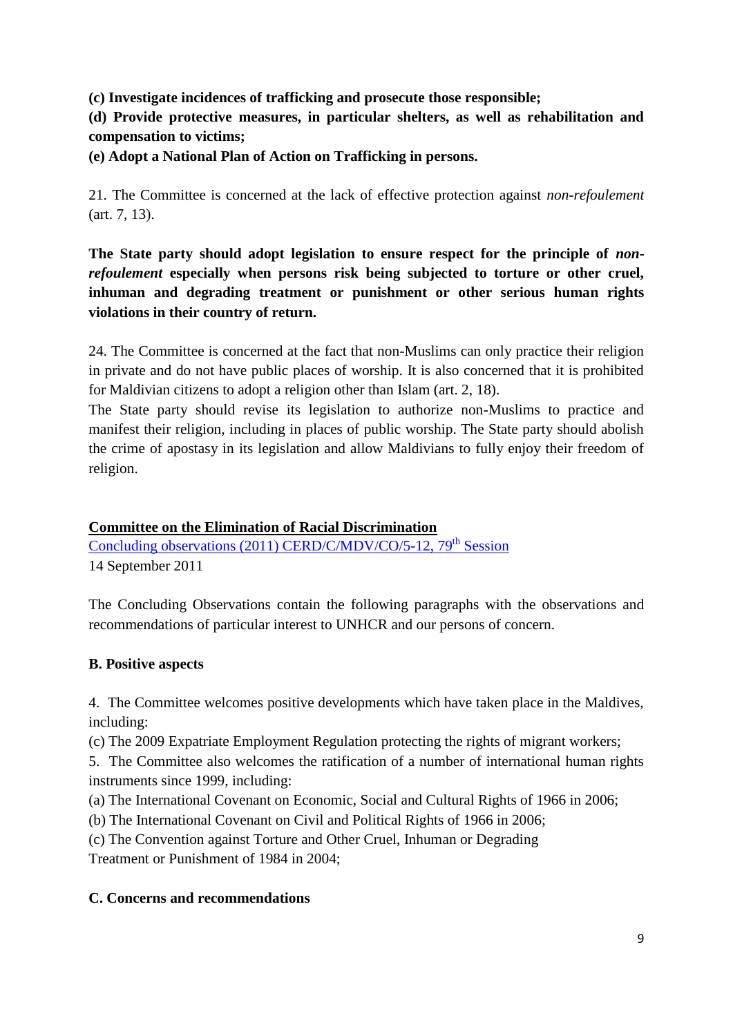**(c) Investigate incidences of trafficking and prosecute those responsible;**

**(d) Provide protective measures, in particular shelters, as well as rehabilitation and compensation to victims;**

**(e) Adopt a National Plan of Action on Trafficking in persons.**

21. The Committee is concerned at the lack of effective protection against *non-refoulement* (art. 7, 13).

**The State party should adopt legislation to ensure respect for the principle of *non-refoulement* especially when persons risk being subjected to torture or other cruel, inhuman and degrading treatment or punishment or other serious human rights violations in their country of return.**

24. The Committee is concerned at the fact that non-Muslims can only practice their religion in private and do not have public places of worship. It is also concerned that it is prohibited for Maldivian citizens to adopt a religion other than Islam (art. 2, 18).

The State party should revise its legislation to authorize non-Muslims to practice and manifest their religion, including in places of public worship. The State party should abolish the crime of apostasy in its legislation and allow Maldivians to fully enjoy their freedom of religion.

**<u>Committee on the Elimination of Racial Discrimination</u>**

Concluding observations (2011) CERD/C/MDV/CO/5-12, 79th Session

14 September 2011

The Concluding Observations contain the following paragraphs with the observations and recommendations of particular interest to UNHCR and our persons of concern.

**B. Positive aspects**

4. The Committee welcomes positive developments which have taken place in the Maldives, including:

(c) The 2009 Expatriate Employment Regulation protecting the rights of migrant workers;

5. The Committee also welcomes the ratification of a number of international human rights instruments since 1999, including:

(a) The International Covenant on Economic, Social and Cultural Rights of 1966 in 2006;

(b) The International Covenant on Civil and Political Rights of 1966 in 2006;

(c) The Convention against Torture and Other Cruel, Inhuman or Degrading Treatment or Punishment of 1984 in 2004;

**C. Concerns and recommendations**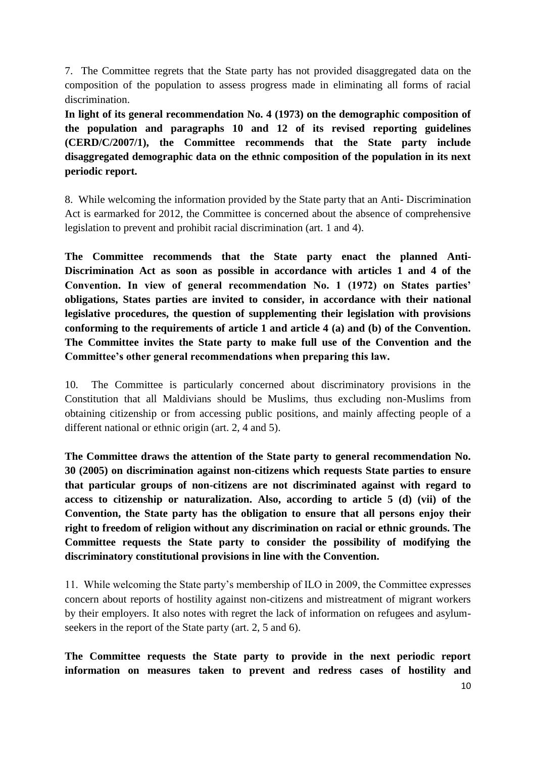7. The Committee regrets that the State party has not provided disaggregated data on the composition of the population to assess progress made in eliminating all forms of racial discrimination.

**In light of its general recommendation No. 4 (1973) on the demographic composition of the population and paragraphs 10 and 12 of its revised reporting guidelines (CERD/C/2007/1), the Committee recommends that the State party include disaggregated demographic data on the ethnic composition of the population in its next periodic report.**

8. While welcoming the information provided by the State party that an Anti- Discrimination Act is earmarked for 2012, the Committee is concerned about the absence of comprehensive legislation to prevent and prohibit racial discrimination (art. 1 and 4).

**The Committee recommends that the State party enact the planned Anti-Discrimination Act as soon as possible in accordance with articles 1 and 4 of the Convention. In view of general recommendation No. 1 (1972) on States parties' obligations, States parties are invited to consider, in accordance with their national legislative procedures, the question of supplementing their legislation with provisions conforming to the requirements of article 1 and article 4 (a) and (b) of the Convention. The Committee invites the State party to make full use of the Convention and the Committee's other general recommendations when preparing this law.**

10. The Committee is particularly concerned about discriminatory provisions in the Constitution that all Maldivians should be Muslims, thus excluding non-Muslims from obtaining citizenship or from accessing public positions, and mainly affecting people of a different national or ethnic origin (art. 2, 4 and 5).

**The Committee draws the attention of the State party to general recommendation No. 30 (2005) on discrimination against non-citizens which requests State parties to ensure that particular groups of non-citizens are not discriminated against with regard to access to citizenship or naturalization. Also, according to article 5 (d) (vii) of the Convention, the State party has the obligation to ensure that all persons enjoy their right to freedom of religion without any discrimination on racial or ethnic grounds. The Committee requests the State party to consider the possibility of modifying the discriminatory constitutional provisions in line with the Convention.**

11. While welcoming the State party's membership of ILO in 2009, the Committee expresses concern about reports of hostility against non-citizens and mistreatment of migrant workers by their employers. It also notes with regret the lack of information on refugees and asylum-seekers in the report of the State party (art. 2, 5 and 6).

**The Committee requests the State party to provide in the next periodic report information on measures taken to prevent and redress cases of hostility and**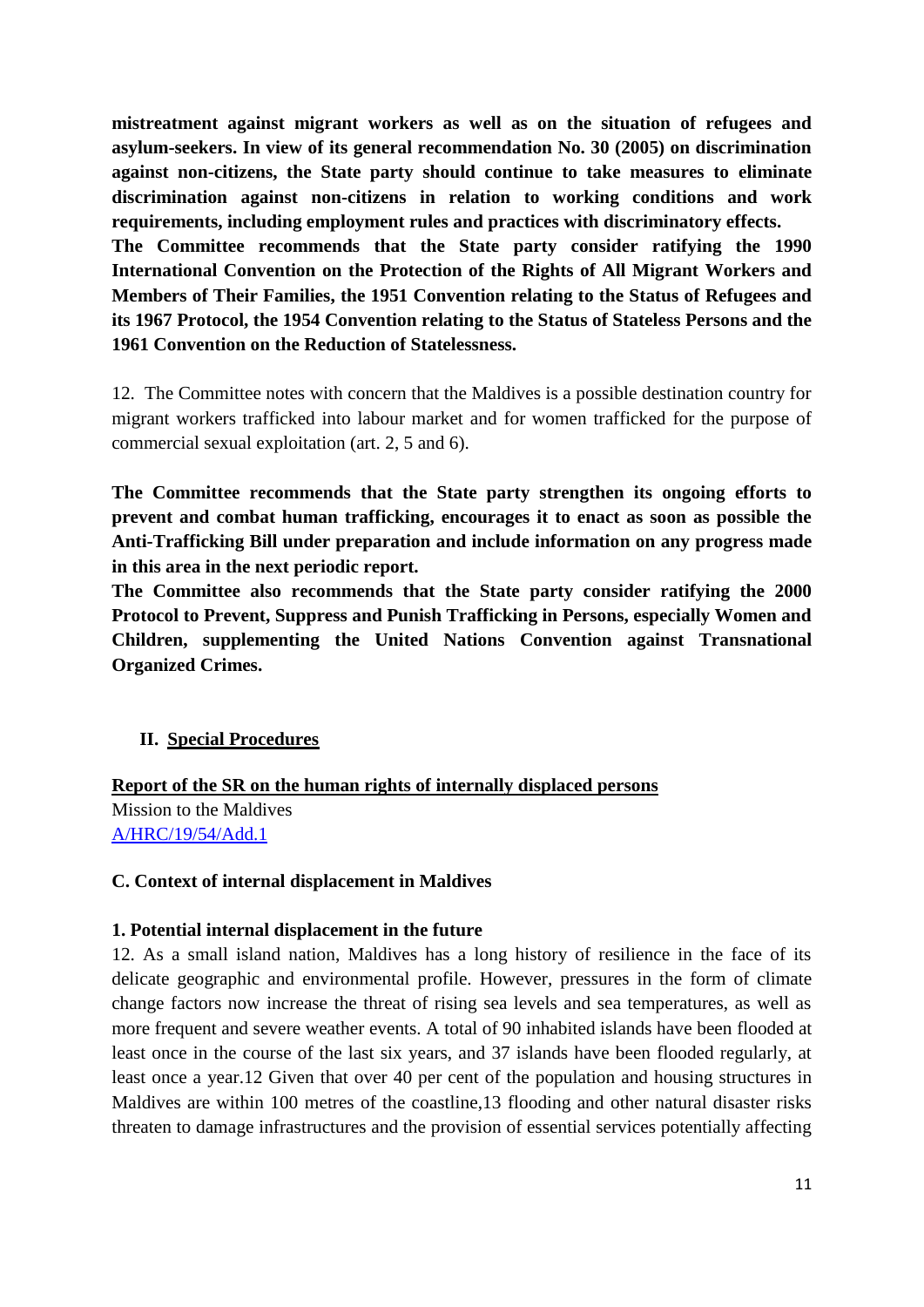**mistreatment against migrant workers as well as on the situation of refugees and asylum-seekers. In view of its general recommendation No. 30 (2005) on discrimination against non-citizens, the State party should continue to take measures to eliminate discrimination against non-citizens in relation to working conditions and work requirements, including employment rules and practices with discriminatory effects.**

**The Committee recommends that the State party consider ratifying the 1990 International Convention on the Protection of the Rights of All Migrant Workers and Members of Their Families, the 1951 Convention relating to the Status of Refugees and its 1967 Protocol, the 1954 Convention relating to the Status of Stateless Persons and the 1961 Convention on the Reduction of Statelessness.**

12. The Committee notes with concern that the Maldives is a possible destination country for migrant workers trafficked into labour market and for women trafficked for the purpose of commercial sexual exploitation (art. 2, 5 and 6).

**The Committee recommends that the State party strengthen its ongoing efforts to prevent and combat human trafficking, encourages it to enact as soon as possible the Anti-Trafficking Bill under preparation and include information on any progress made in this area in the next periodic report.**

**The Committee also recommends that the State party consider ratifying the 2000 Protocol to Prevent, Suppress and Punish Trafficking in Persons, especially Women and Children, supplementing the United Nations Convention against Transnational Organized Crimes.**

## II. Special Procedures

**Report of the SR on the human rights of internally displaced persons**

Mission to the Maldives

A/HRC/19/54/Add.1

### C. Context of internal displacement in Maldives

#### 1. Potential internal displacement in the future

12. As a small island nation, Maldives has a long history of resilience in the face of its delicate geographic and environmental profile. However, pressures in the form of climate change factors now increase the threat of rising sea levels and sea temperatures, as well as more frequent and severe weather events. A total of 90 inhabited islands have been flooded at least once in the course of the last six years, and 37 islands have been flooded regularly, at least once a year.[12] Given that over 40 per cent of the population and housing structures in Maldives are within 100 metres of the coastline,[13] flooding and other natural disaster risks threaten to damage infrastructures and the provision of essential services potentially affecting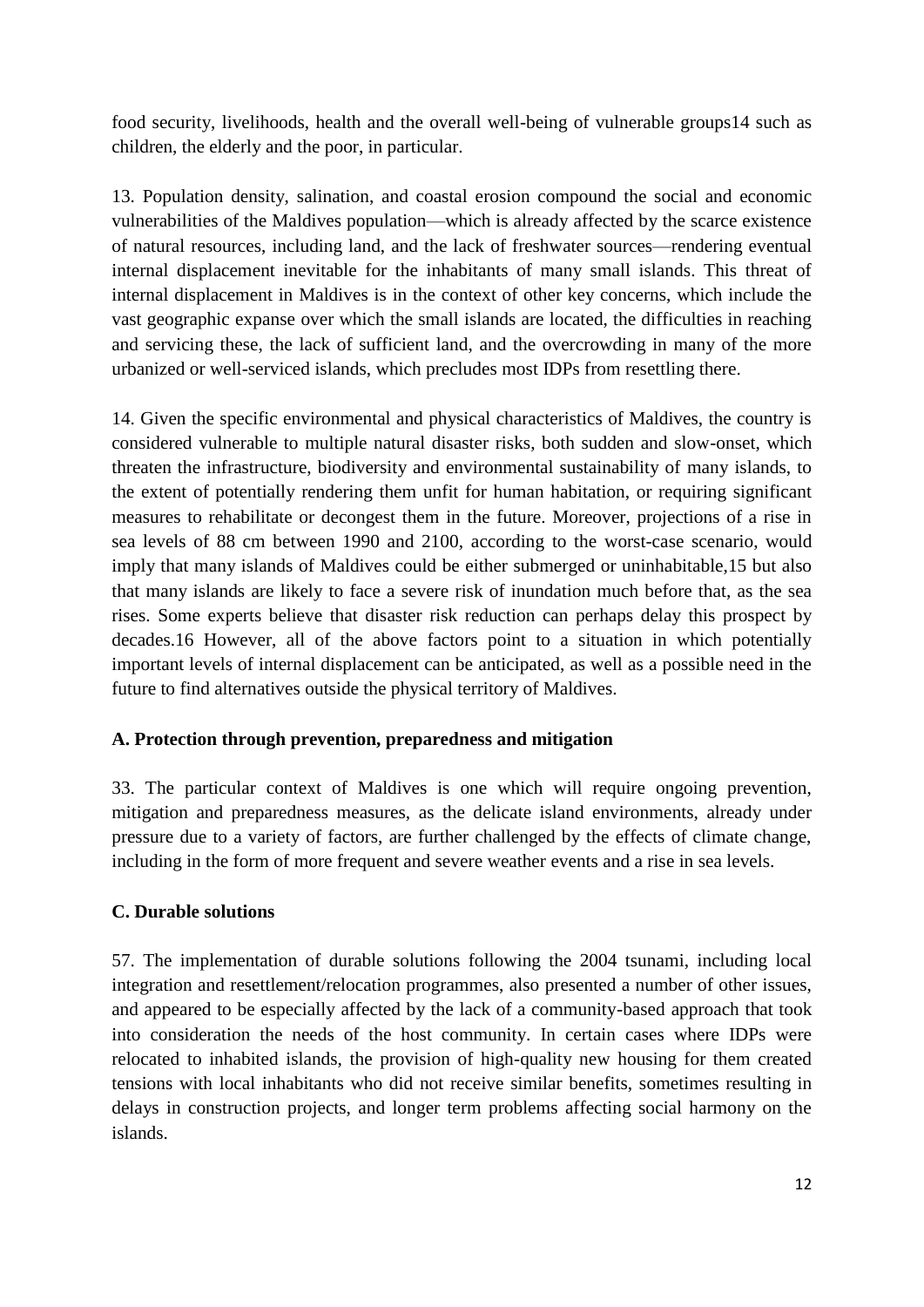food security, livelihoods, health and the overall well-being of vulnerable groups[14] such as children, the elderly and the poor, in particular.

13. Population density, salination, and coastal erosion compound the social and economic vulnerabilities of the Maldives population—which is already affected by the scarce existence of natural resources, including land, and the lack of freshwater sources—rendering eventual internal displacement inevitable for the inhabitants of many small islands. This threat of internal displacement in Maldives is in the context of other key concerns, which include the vast geographic expanse over which the small islands are located, the difficulties in reaching and servicing these, the lack of sufficient land, and the overcrowding in many of the more urbanized or well-serviced islands, which precludes most IDPs from resettling there.

14. Given the specific environmental and physical characteristics of Maldives, the country is considered vulnerable to multiple natural disaster risks, both sudden and slow-onset, which threaten the infrastructure, biodiversity and environmental sustainability of many islands, to the extent of potentially rendering them unfit for human habitation, or requiring significant measures to rehabilitate or decongest them in the future. Moreover, projections of a rise in sea levels of 88 cm between 1990 and 2100, according to the worst-case scenario, would imply that many islands of Maldives could be either submerged or uninhabitable,[15] but also that many islands are likely to face a severe risk of inundation much before that, as the sea rises. Some experts believe that disaster risk reduction can perhaps delay this prospect by decades.[16] However, all of the above factors point to a situation in which potentially important levels of internal displacement can be anticipated, as well as a possible need in the future to find alternatives outside the physical territory of Maldives.

**A. Protection through prevention, preparedness and mitigation**

33. The particular context of Maldives is one which will require ongoing prevention, mitigation and preparedness measures, as the delicate island environments, already under pressure due to a variety of factors, are further challenged by the effects of climate change, including in the form of more frequent and severe weather events and a rise in sea levels.

**C. Durable solutions**

57. The implementation of durable solutions following the 2004 tsunami, including local integration and resettlement/relocation programmes, also presented a number of other issues, and appeared to be especially affected by the lack of a community-based approach that took into consideration the needs of the host community. In certain cases where IDPs were relocated to inhabited islands, the provision of high-quality new housing for them created tensions with local inhabitants who did not receive similar benefits, sometimes resulting in delays in construction projects, and longer term problems affecting social harmony on the islands.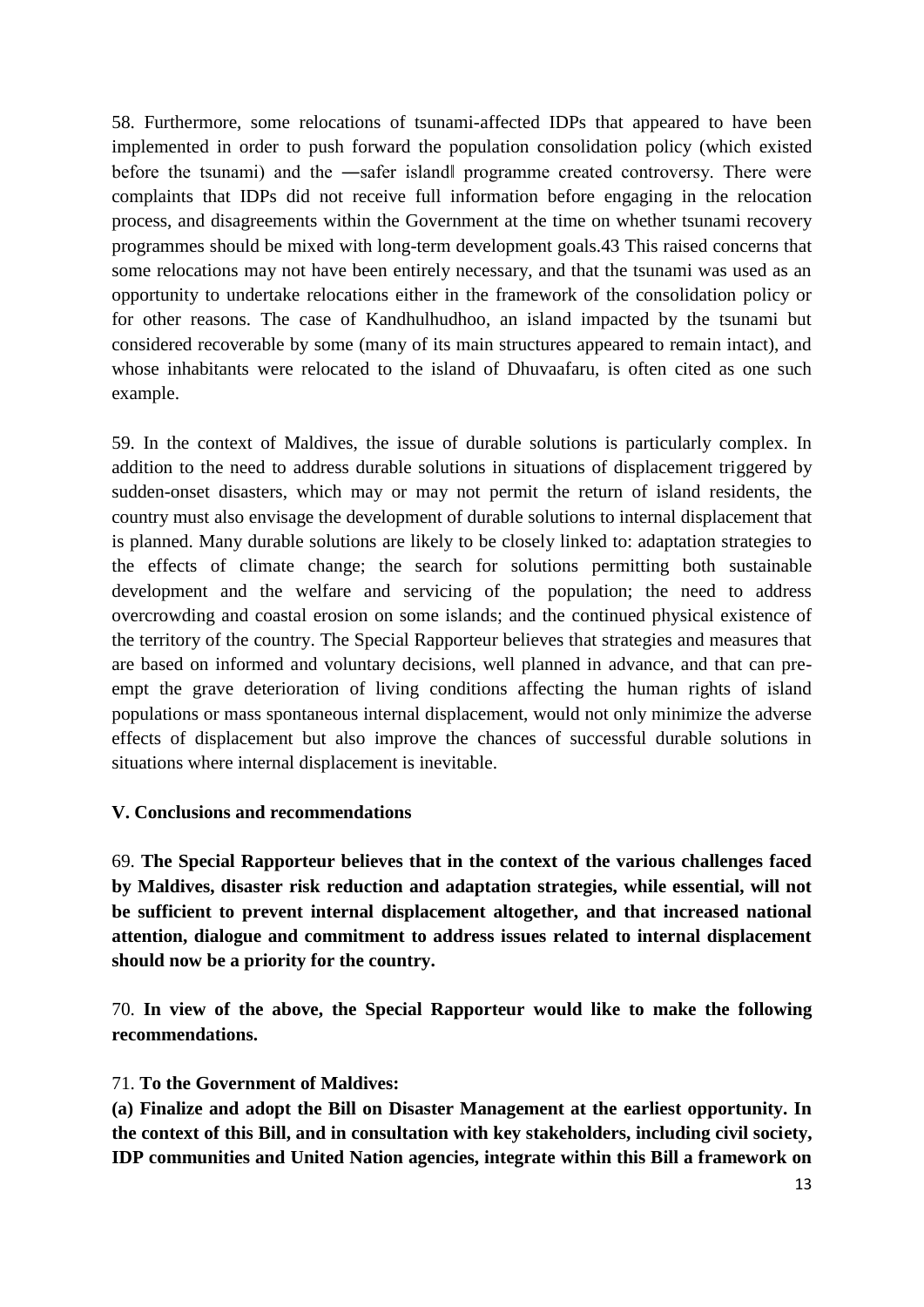58. Furthermore, some relocations of tsunami-affected IDPs that appeared to have been implemented in order to push forward the population consolidation policy (which existed before the tsunami) and the ―safer island‖ programme created controversy. There were complaints that IDPs did not receive full information before engaging in the relocation process, and disagreements within the Government at the time on whether tsunami recovery programmes should be mixed with long-term development goals.43 This raised concerns that some relocations may not have been entirely necessary, and that the tsunami was used as an opportunity to undertake relocations either in the framework of the consolidation policy or for other reasons. The case of Kandhulhudhoo, an island impacted by the tsunami but considered recoverable by some (many of its main structures appeared to remain intact), and whose inhabitants were relocated to the island of Dhuvaafaru, is often cited as one such example.

59. In the context of Maldives, the issue of durable solutions is particularly complex. In addition to the need to address durable solutions in situations of displacement triggered by sudden-onset disasters, which may or may not permit the return of island residents, the country must also envisage the development of durable solutions to internal displacement that is planned. Many durable solutions are likely to be closely linked to: adaptation strategies to the effects of climate change; the search for solutions permitting both sustainable development and the welfare and servicing of the population; the need to address overcrowding and coastal erosion on some islands; and the continued physical existence of the territory of the country. The Special Rapporteur believes that strategies and measures that are based on informed and voluntary decisions, well planned in advance, and that can pre-empt the grave deterioration of living conditions affecting the human rights of island populations or mass spontaneous internal displacement, would not only minimize the adverse effects of displacement but also improve the chances of successful durable solutions in situations where internal displacement is inevitable.

## V. Conclusions and recommendations

69. **The Special Rapporteur believes that in the context of the various challenges faced by Maldives, disaster risk reduction and adaptation strategies, while essential, will not be sufficient to prevent internal displacement altogether, and that increased national attention, dialogue and commitment to address issues related to internal displacement should now be a priority for the country.**

70. **In view of the above, the Special Rapporteur would like to make the following recommendations.**

71. **To the Government of Maldives:**

**(a) Finalize and adopt the Bill on Disaster Management at the earliest opportunity. In the context of this Bill, and in consultation with key stakeholders, including civil society, IDP communities and United Nation agencies, integrate within this Bill a framework on**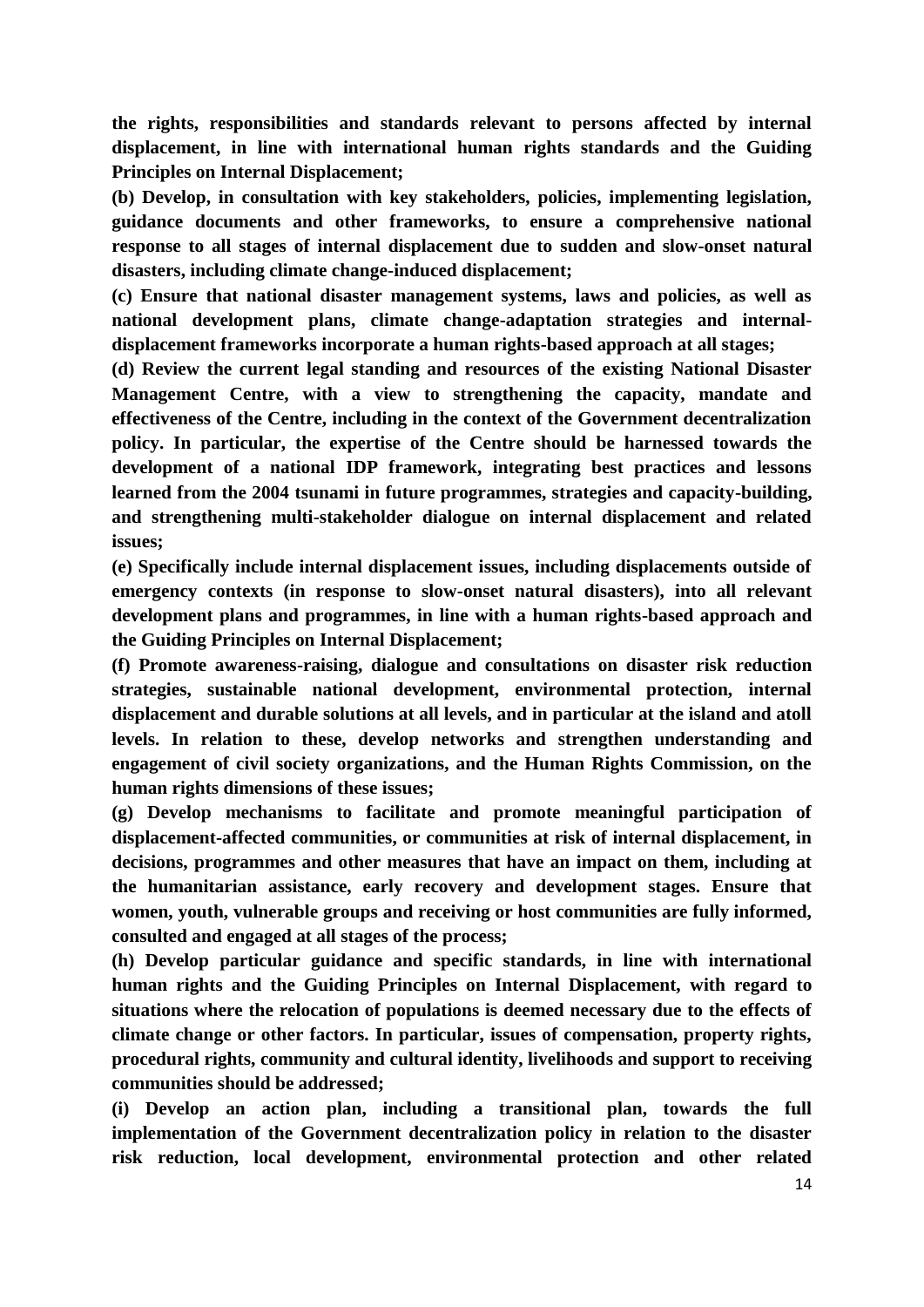**the rights, responsibilities and standards relevant to persons affected by internal displacement, in line with international human rights standards and the Guiding Principles on Internal Displacement;**

**(b) Develop, in consultation with key stakeholders, policies, implementing legislation, guidance documents and other frameworks, to ensure a comprehensive national response to all stages of internal displacement due to sudden and slow-onset natural disasters, including climate change-induced displacement;**

**(c) Ensure that national disaster management systems, laws and policies, as well as national development plans, climate change-adaptation strategies and internal-displacement frameworks incorporate a human rights-based approach at all stages;**

**(d) Review the current legal standing and resources of the existing National Disaster Management Centre, with a view to strengthening the capacity, mandate and effectiveness of the Centre, including in the context of the Government decentralization policy. In particular, the expertise of the Centre should be harnessed towards the development of a national IDP framework, integrating best practices and lessons learned from the 2004 tsunami in future programmes, strategies and capacity-building, and strengthening multi-stakeholder dialogue on internal displacement and related issues;**

**(e) Specifically include internal displacement issues, including displacements outside of emergency contexts (in response to slow-onset natural disasters), into all relevant development plans and programmes, in line with a human rights-based approach and the Guiding Principles on Internal Displacement;**

**(f) Promote awareness-raising, dialogue and consultations on disaster risk reduction strategies, sustainable national development, environmental protection, internal displacement and durable solutions at all levels, and in particular at the island and atoll levels. In relation to these, develop networks and strengthen understanding and engagement of civil society organizations, and the Human Rights Commission, on the human rights dimensions of these issues;**

**(g) Develop mechanisms to facilitate and promote meaningful participation of displacement-affected communities, or communities at risk of internal displacement, in decisions, programmes and other measures that have an impact on them, including at the humanitarian assistance, early recovery and development stages. Ensure that women, youth, vulnerable groups and receiving or host communities are fully informed, consulted and engaged at all stages of the process;**

**(h) Develop particular guidance and specific standards, in line with international human rights and the Guiding Principles on Internal Displacement, with regard to situations where the relocation of populations is deemed necessary due to the effects of climate change or other factors. In particular, issues of compensation, property rights, procedural rights, community and cultural identity, livelihoods and support to receiving communities should be addressed;**

**(i) Develop an action plan, including a transitional plan, towards the full implementation of the Government decentralization policy in relation to the disaster risk reduction, local development, environmental protection and other related**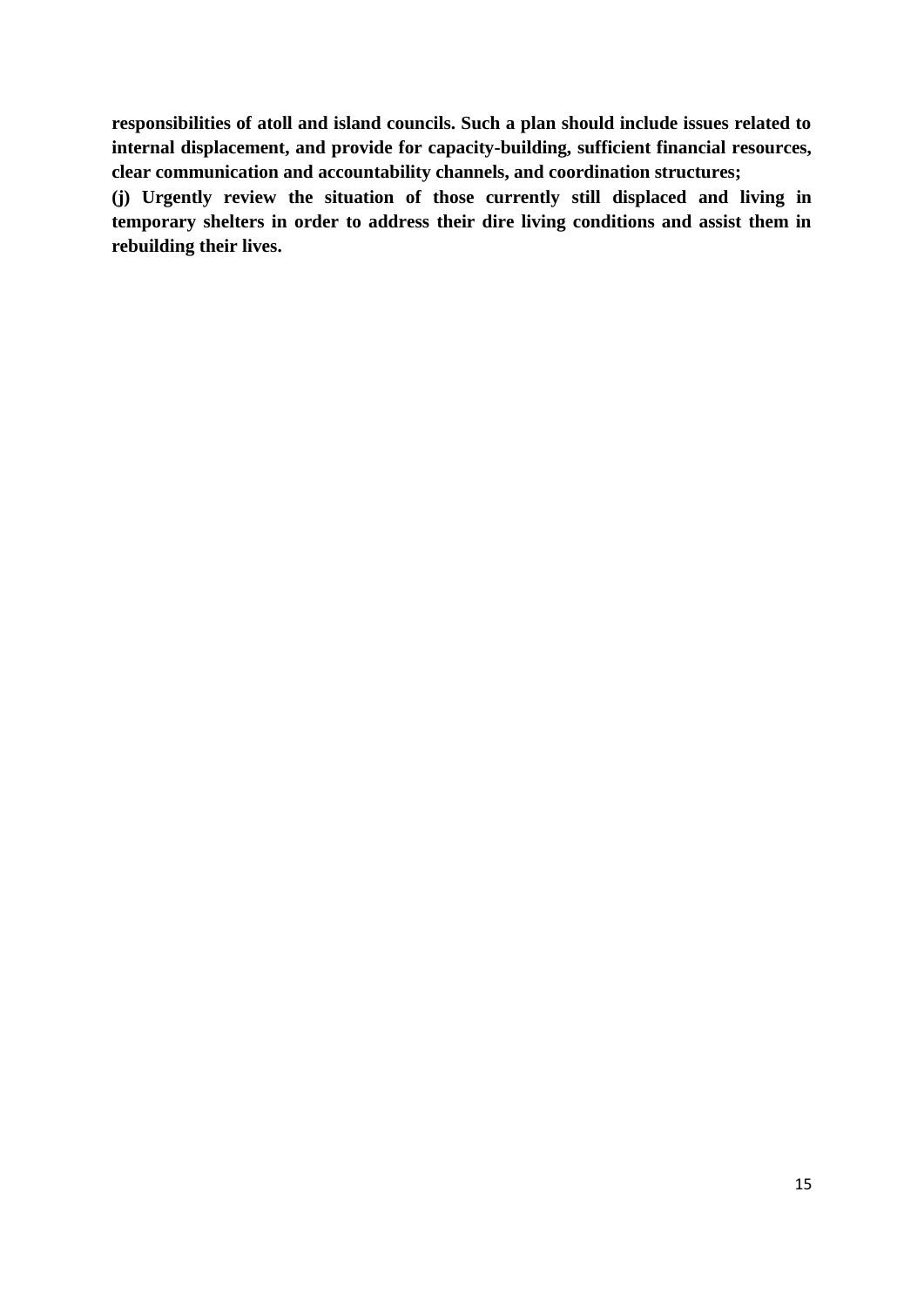**responsibilities of atoll and island councils. Such a plan should include issues related to internal displacement, and provide for capacity-building, sufficient financial resources, clear communication and accountability channels, and coordination structures;**

**(j) Urgently review the situation of those currently still displaced and living in temporary shelters in order to address their dire living conditions and assist them in rebuilding their lives.**